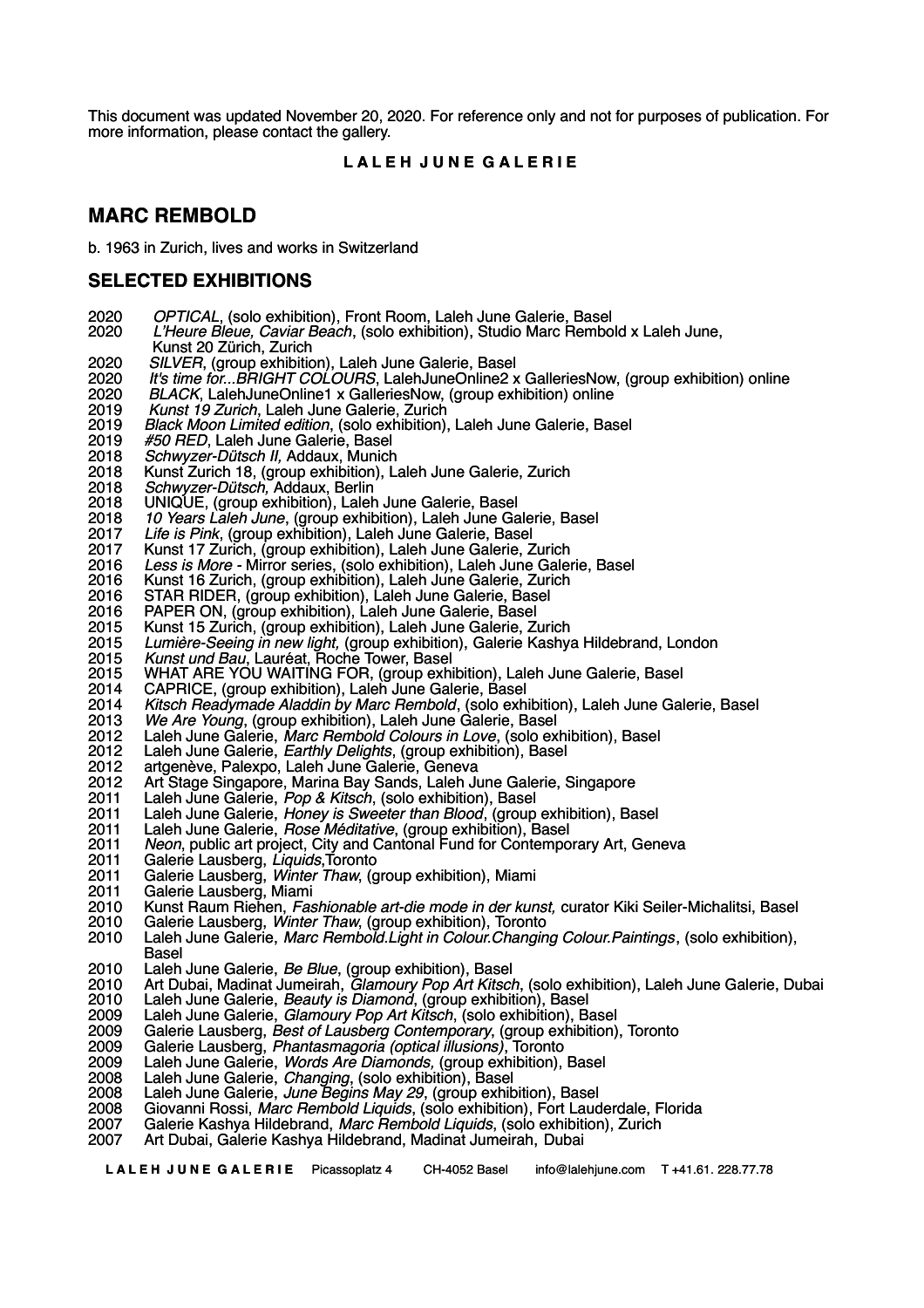This document was updated November 20, 2020. For reference only and not for purposes of publication. For more information, please contact the gallery.

**L A L E H J U N E G A L E R I E**

## MARC REMBOLD

b. 1963 in Zurich, lives and works in Switzerland

## SELECTED EXHIBITIONS

2020 *OPTICAL*, (solo exhibition), Front Room, Laleh June Galerie, Basel
2020 *L'Heure Bleue, Caviar Beach*, (solo exhibition), Studio Marc Rembold x Laleh June, Kunst 20 Zürich, Zurich
2020 *SILVER*, (group exhibition), Laleh June Galerie, Basel
2020 *It's time for...BRIGHT COLOURS*, LalehJuneOnline2 x GalleriesNow, (group exhibition) online
2020 *BLACK*, LalehJuneOnline1 x GalleriesNow, (group exhibition) online
2019 *Kunst 19 Zurich*, Laleh June Galerie, Zurich
2019 *Black Moon Limited edition*, (solo exhibition), Laleh June Galerie, Basel
2019 *#50 RED*, Laleh June Galerie, Basel
2018 *Schwyzer-Dütsch II,* Addaux, Munich
2018 Kunst Zurich 18, (group exhibition), Laleh June Galerie, Zurich
2018 *Schwyzer-Dütsch,* Addaux, Berlin
2018 UNIQUE, (group exhibition), Laleh June Galerie, Basel
2018 *10 Years Laleh June*, (group exhibition), Laleh June Galerie, Basel
2017 *Life is Pink*, (group exhibition), Laleh June Galerie, Basel
2017 Kunst 17 Zurich, (group exhibition), Laleh June Galerie, Zurich
2016 *Less is More* - Mirror series, (solo exhibition), Laleh June Galerie, Basel
2016 Kunst 16 Zurich, (group exhibition), Laleh June Galerie, Zurich
2016 STAR RIDER, (group exhibition), Laleh June Galerie, Basel
2016 PAPER ON, (group exhibition), Laleh June Galerie, Basel
2015 Kunst 15 Zurich, (group exhibition), Laleh June Galerie, Zurich
2015 *Lumière-Seeing in new light,* (group exhibition), Galerie Kashya Hildebrand, London
2015 *Kunst und Bau*, Lauréat, Roche Tower, Basel
2015 WHAT ARE YOU WAITING FOR, (group exhibition), Laleh June Galerie, Basel
2014 CAPRICE, (group exhibition), Laleh June Galerie, Basel
2014 *Kitsch Readymade Aladdin by Marc Rembold*, (solo exhibition), Laleh June Galerie, Basel
2013 *We Are Young*, (group exhibition), Laleh June Galerie, Basel
2012 Laleh June Galerie, *Marc Rembold Colours in Love*, (solo exhibition), Basel
2012 Laleh June Galerie, *Earthly Delights*, (group exhibition), Basel
2012 artgenève, Palexpo, Laleh June Galerie, Geneva
2012 Art Stage Singapore, Marina Bay Sands, Laleh June Galerie, Singapore
2011 Laleh June Galerie, *Pop & Kitsch*, (solo exhibition), Basel
2011 Laleh June Galerie, *Honey is Sweeter than Blood*, (group exhibition), Basel
2011 Laleh June Galerie, *Rose Méditative*, (group exhibition), Basel
2011 *Neon*, public art project, City and Cantonal Fund for Contemporary Art, Geneva
2011 Galerie Lausberg, *Liquids*,Toronto
2011 Galerie Lausberg, *Winter Thaw*, (group exhibition), Miami
2011 Galerie Lausberg, Miami
2010 Kunst Raum Riehen, *Fashionable art-die mode in der kunst,* curator Kiki Seiler-Michalitsi, Basel
2010 Galerie Lausberg, *Winter Thaw*, (group exhibition), Toronto
2010 Laleh June Galerie, *Marc Rembold.Light in Colour.Changing Colour.Paintings*, (solo exhibition), Basel
2010 Laleh June Galerie, *Be Blue*, (group exhibition), Basel
2010 Art Dubai, Madinat Jumeirah, *Glamoury Pop Art Kitsch*, (solo exhibition), Laleh June Galerie, Dubai
2010 Laleh June Galerie, *Beauty is Diamond*, (group exhibition), Basel
2009 Laleh June Galerie, *Glamoury Pop Art Kitsch*, (solo exhibition), Basel
2009 Galerie Lausberg, *Best of Lausberg Contemporary*, (group exhibition), Toronto
2009 Galerie Lausberg, *Phantasmagoria (optical illusions)*, Toronto
2009 Laleh June Galerie, *Words Are Diamonds,* (group exhibition), Basel
2008 Laleh June Galerie, *Changing*, (solo exhibition), Basel
2008 Laleh June Galerie, *June Begins May 29*, (group exhibition), Basel
2008 Giovanni Rossi, *Marc Rembold Liquids*, (solo exhibition), Fort Lauderdale, Florida
2007 Galerie Kashya Hildebrand, *Marc Rembold Liquids*, (solo exhibition), Zurich
2007 Art Dubai, Galerie Kashya Hildebrand, Madinat Jumeirah, Dubai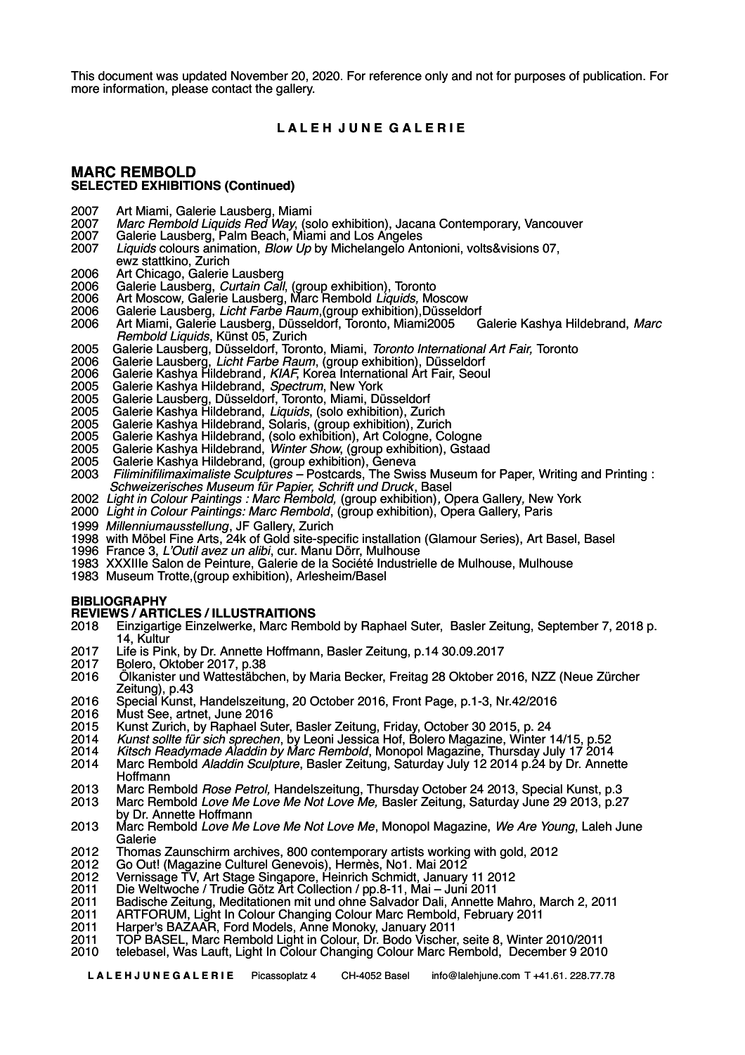This document was updated November 20, 2020. For reference only and not for purposes of publication. For more information, please contact the gallery.

**L A L E H J U N E G A L E R I E**

## MARC REMBOLD
### SELECTED EXHIBITIONS (Continued)

2007 Art Miami, Galerie Lausberg, Miami
2007 *Marc Rembold Liquids Red Way*, (solo exhibition), Jacana Contemporary, Vancouver
2007 Galerie Lausberg, Palm Beach, Miami and Los Angeles
2007 *Liquids* colours animation, *Blow Up* by Michelangelo Antonioni, volts&visions 07, ewz stattkino, Zurich
2006 Art Chicago, Galerie Lausberg
2006 Galerie Lausberg, *Curtain Call*, (group exhibition), Toronto
2006 Art Moscow, Galerie Lausberg, Marc Rembold *Liquids,* Moscow
2006 Galerie Lausberg, *Licht Farbe Raum*,(group exhibition),Düsseldorf
2006 Art Miami, Galerie Lausberg, Düsseldorf, Toronto, Miami2005 Galerie Kashya Hildebrand, *Marc Rembold Liquids*, Künst 05, Zurich
2005 Galerie Lausberg, Düsseldorf, Toronto, Miami, *Toronto International Art Fair,* Toronto
2006 Galerie Lausberg, *Licht Farbe Raum*, (group exhibition), Düsseldorf
2006 Galerie Kashya Hildebrand*, KIAF,* Korea International Art Fair, Seoul
2005 Galerie Kashya Hildebrand, *Spectrum*, New York
2005 Galerie Lausberg, Düsseldorf, Toronto, Miami, Düsseldorf
2005 Galerie Kashya Hildebrand, *Liquids*, (solo exhibition), Zurich
2005 Galerie Kashya Hildebrand, Solaris, (group exhibition), Zurich
2005 Galerie Kashya Hildebrand, (solo exhibition), Art Cologne, Cologne
2005 Galerie Kashya Hildebrand, *Winter Show*, (group exhibition), Gstaad
2005 Galerie Kashya Hildebrand, (group exhibition), Geneva
2003 *Filiminifilimaximaliste Sculptures* – Postcards, The Swiss Museum for Paper, Writing and Printing : *Schweizerisches Museum für Papier, Schrift und Druck*, Basel
2002 *Light in Colour Paintings : Marc Rembold,* (group exhibition)*,* Opera Gallery*,* New York
2000 *Light in Colour Paintings: Marc Rembold*, (group exhibition), Opera Gallery, Paris
1999 *Millenniumausstellung*, JF Gallery, Zurich
1998 with Möbel Fine Arts, 24k of Gold site-specific installation (Glamour Series), Art Basel, Basel
1996 France 3, *L'Outil avez un alibi*, cur. Manu Dörr, Mulhouse
1983 XXXIIIe Salon de Peinture, Galerie de la Société Industrielle de Mulhouse, Mulhouse
1983 Museum Trotte,(group exhibition), Arlesheim/Basel

### BIBLIOGRAPHY
### REVIEWS / ARTICLES / ILLUSTRAITIONS

2018 Einzigartige Einzelwerke, Marc Rembold by Raphael Suter, Basler Zeitung, September 7, 2018 p. 14, Kultur
2017 Life is Pink, by Dr. Annette Hoffmann, Basler Zeitung, p.14 30.09.2017
2017 Bolero, Oktober 2017, p.38
2016 Ölkanister und Wattestäbchen, by Maria Becker, Freitag 28 Oktober 2016, NZZ (Neue Zürcher Zeitung), p.43
2016 Special Kunst, Handelszeitung, 20 October 2016, Front Page, p.1-3, Nr.42/2016
2016 Must See, artnet, June 2016
2015 Kunst Zurich, by Raphael Suter, Basler Zeitung, Friday, October 30 2015, p. 24
2014 *Kunst sollte für sich sprechen*, by Leoni Jessica Hof, Bolero Magazine, Winter 14/15, p.52
2014 *Kitsch Readymade Aladdin by Marc Rembold*, Monopol Magazine, Thursday July 17 2014
2014 Marc Rembold *Aladdin Sculpture*, Basler Zeitung, Saturday July 12 2014 p.24 by Dr. Annette Hoffmann
2013 Marc Rembold *Rose Petrol,* Handelszeitung, Thursday October 24 2013, Special Kunst, p.3
2013 Marc Rembold *Love Me Love Me Not Love Me,* Basler Zeitung, Saturday June 29 2013, p.27 by Dr. Annette Hoffmann
2013 Marc Rembold *Love Me Love Me Not Love Me*, Monopol Magazine, *We Are Young*, Laleh June Galerie
2012 Thomas Zaunschirm archives, 800 contemporary artists working with gold, 2012
2012 Go Out! (Magazine Culturel Genevois), Hermès, No1. Mai 2012
2012 Vernissage TV, Art Stage Singapore, Heinrich Schmidt, January 11 2012
2011 Die Weltwoche / Trudie Götz Art Collection / pp.8-11, Mai – Juni 2011
2011 Badische Zeitung, Meditationen mit und ohne Salvador Dali, Annette Mahro, March 2, 2011
2011 ARTFORUM, Light In Colour Changing Colour Marc Rembold, February 2011
2011 Harper's BAZAAR, Ford Models, Anne Monoky, January 2011
2011 TOP BASEL, Marc Rembold Light in Colour, Dr. Bodo Vischer, seite 8, Winter 2010/2011
2010 telebasel, Was Lauft, Light In Colour Changing Colour Marc Rembold, December 9 2010

**L A L E H J U N E G A L E R I E** Picassoplatz 4 CH-4052 Basel info@lalehjune.com T +41.61. 228.77.78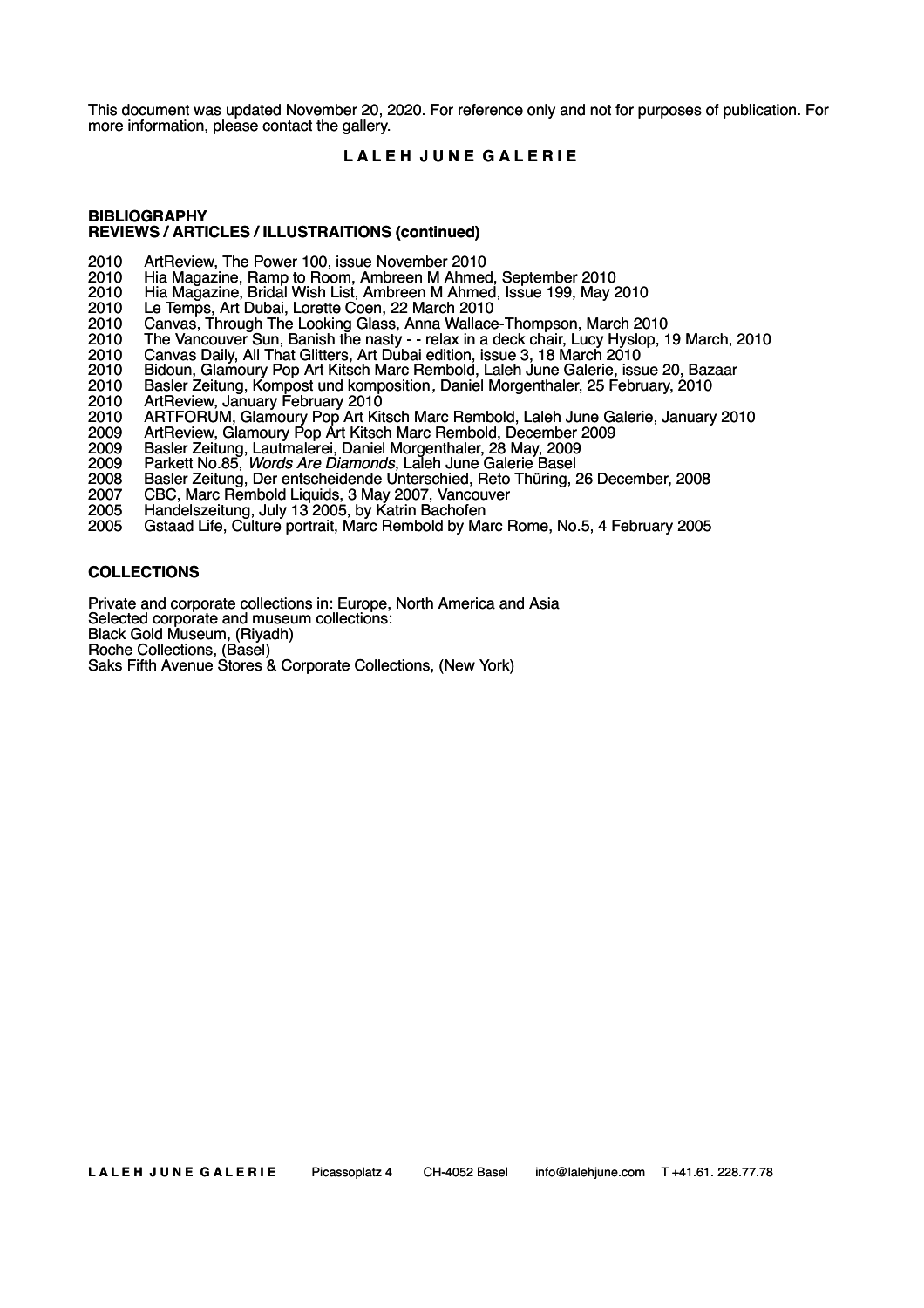This document was updated November 20, 2020. For reference only and not for purposes of publication. For more information, please contact the gallery.

**L A L E H J U N E G A L E R I E**

**BIBLIOGRAPHY**
**REVIEWS / ARTICLES / ILLUSTRAITIONS (continued)**

2010 ArtReview, The Power 100, issue November 2010
2010 Hia Magazine, Ramp to Room, Ambreen M Ahmed, September 2010
2010 Hia Magazine, Bridal Wish List, Ambreen M Ahmed, Issue 199, May 2010
2010 Le Temps, Art Dubai, Lorette Coen, 22 March 2010
2010 Canvas, Through The Looking Glass, Anna Wallace-Thompson, March 2010
2010 The Vancouver Sun, Banish the nasty - - relax in a deck chair, Lucy Hyslop, 19 March, 2010
2010 Canvas Daily, All That Glitters, Art Dubai edition, issue 3, 18 March 2010
2010 Bidoun, Glamoury Pop Art Kitsch Marc Rembold, Laleh June Galerie, issue 20, Bazaar
2010 Basler Zeitung, Kompost und komposition, Daniel Morgenthaler, 25 February, 2010
2010 ArtReview, January February 2010
2010 ARTFORUM, Glamoury Pop Art Kitsch Marc Rembold, Laleh June Galerie, January 2010
2009 ArtReview, Glamoury Pop Art Kitsch Marc Rembold, December 2009
2009 Basler Zeitung, Lautmalerei, Daniel Morgenthaler, 28 May, 2009
2009 Parkett No.85, *Words Are Diamonds*, Laleh June Galerie Basel
2008 Basler Zeitung, Der entscheidende Unterschied, Reto Thüring, 26 December, 2008
2007 CBC, Marc Rembold Liquids, 3 May 2007, Vancouver
2005 Handelszeitung, July 13 2005, by Katrin Bachofen
2005 Gstaad Life, Culture portrait, Marc Rembold by Marc Rome, No.5, 4 February 2005

**COLLECTIONS**

Private and corporate collections in: Europe, North America and Asia
Selected corporate and museum collections:
Black Gold Museum, (Riyadh)
Roche Collections, (Basel)
Saks Fifth Avenue Stores & Corporate Collections, (New York)